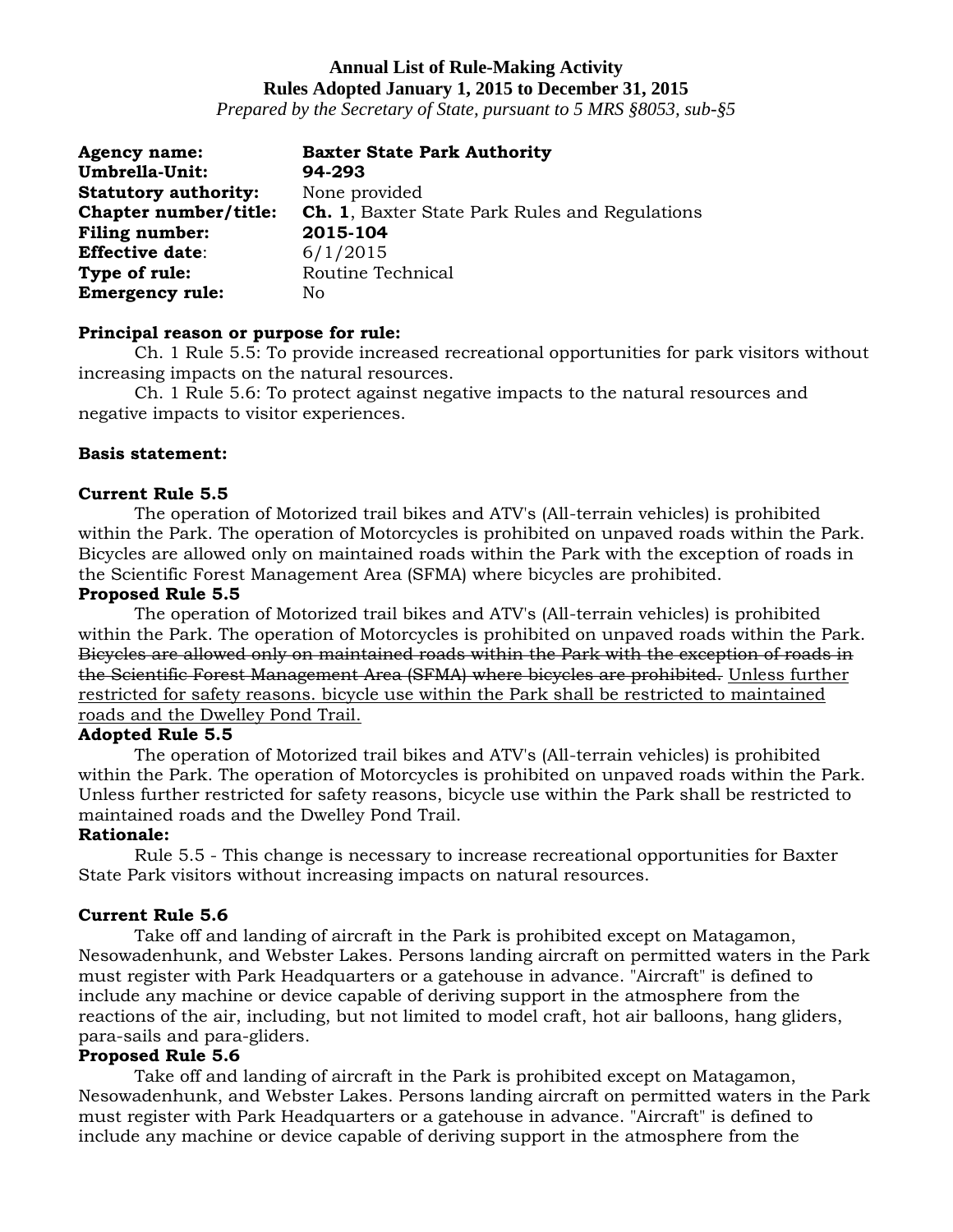**Annual List of Rule-Making Activity**
**Rules Adopted January 1, 2015 to December 31, 2015**
*Prepared by the Secretary of State, pursuant to 5 MRS §8053, sub-§5*

**Agency name:** **Baxter State Park Authority**
**Umbrella-Unit:** **94-293**
**Statutory authority:** None provided
**Chapter number/title:** **Ch. 1**, Baxter State Park Rules and Regulations
**Filing number:** **2015-104**
**Effective date**: 6/1/2015
**Type of rule:** Routine Technical
**Emergency rule:** No

**Principal reason or purpose for rule:**

Ch. 1 Rule 5.5: To provide increased recreational opportunities for park visitors without increasing impacts on the natural resources.

Ch. 1 Rule 5.6: To protect against negative impacts to the natural resources and negative impacts to visitor experiences.

**Basis statement:**

**Current Rule 5.5**

The operation of Motorized trail bikes and ATV's (All-terrain vehicles) is prohibited within the Park. The operation of Motorcycles is prohibited on unpaved roads within the Park. Bicycles are allowed only on maintained roads within the Park with the exception of roads in the Scientific Forest Management Area (SFMA) where bicycles are prohibited.

**Proposed Rule 5.5**

The operation of Motorized trail bikes and ATV's (All-terrain vehicles) is prohibited within the Park. The operation of Motorcycles is prohibited on unpaved roads within the Park. ~~Bicycles are allowed only on maintained roads within the Park with the exception of roads in the Scientific Forest Management Area (SFMA) where bicycles are prohibited.~~ <u>Unless further restricted for safety reasons. bicycle use within the Park shall be restricted to maintained roads and the Dwelley Pond Trail.</u>

**Adopted Rule 5.5**

The operation of Motorized trail bikes and ATV's (All-terrain vehicles) is prohibited within the Park. The operation of Motorcycles is prohibited on unpaved roads within the Park. Unless further restricted for safety reasons, bicycle use within the Park shall be restricted to maintained roads and the Dwelley Pond Trail.

**Rationale:**

Rule 5.5 - This change is necessary to increase recreational opportunities for Baxter State Park visitors without increasing impacts on natural resources.

**Current Rule 5.6**

Take off and landing of aircraft in the Park is prohibited except on Matagamon, Nesowadenhunk, and Webster Lakes. Persons landing aircraft on permitted waters in the Park must register with Park Headquarters or a gatehouse in advance. "Aircraft" is defined to include any machine or device capable of deriving support in the atmosphere from the reactions of the air, including, but not limited to model craft, hot air balloons, hang gliders, para-sails and para-gliders.

**Proposed Rule 5.6**

Take off and landing of aircraft in the Park is prohibited except on Matagamon, Nesowadenhunk, and Webster Lakes. Persons landing aircraft on permitted waters in the Park must register with Park Headquarters or a gatehouse in advance. "Aircraft" is defined to include any machine or device capable of deriving support in the atmosphere from the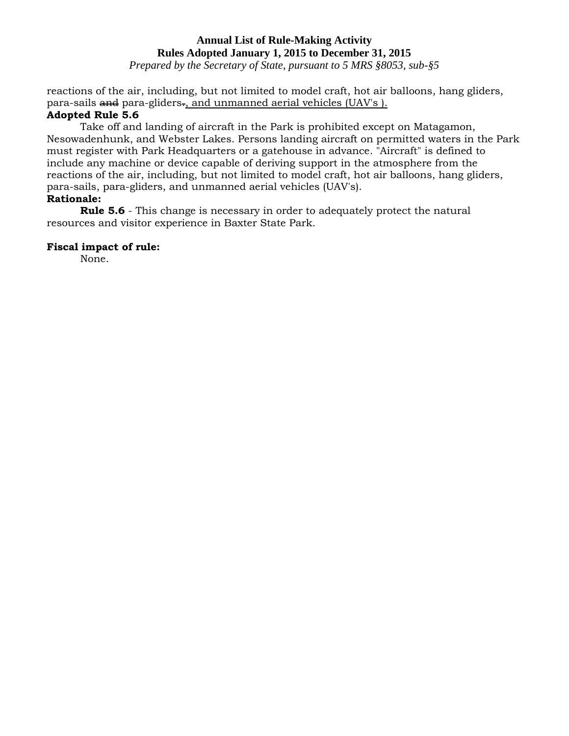reactions of the air, including, but not limited to model craft, hot air balloons, hang gliders, para-sails ~~and~~ para-gliders~~.~~, and unmanned aerial vehicles (UAV's ).

**Adopted Rule 5.6**

Take off and landing of aircraft in the Park is prohibited except on Matagamon, Nesowadenhunk, and Webster Lakes. Persons landing aircraft on permitted waters in the Park must register with Park Headquarters or a gatehouse in advance. "Aircraft" is defined to include any machine or device capable of deriving support in the atmosphere from the reactions of the air, including, but not limited to model craft, hot air balloons, hang gliders, para-sails, para-gliders, and unmanned aerial vehicles (UAV's).

**Rationale:**

**Rule 5.6** - This change is necessary in order to adequately protect the natural resources and visitor experience in Baxter State Park.

**Fiscal impact of rule:**

None.